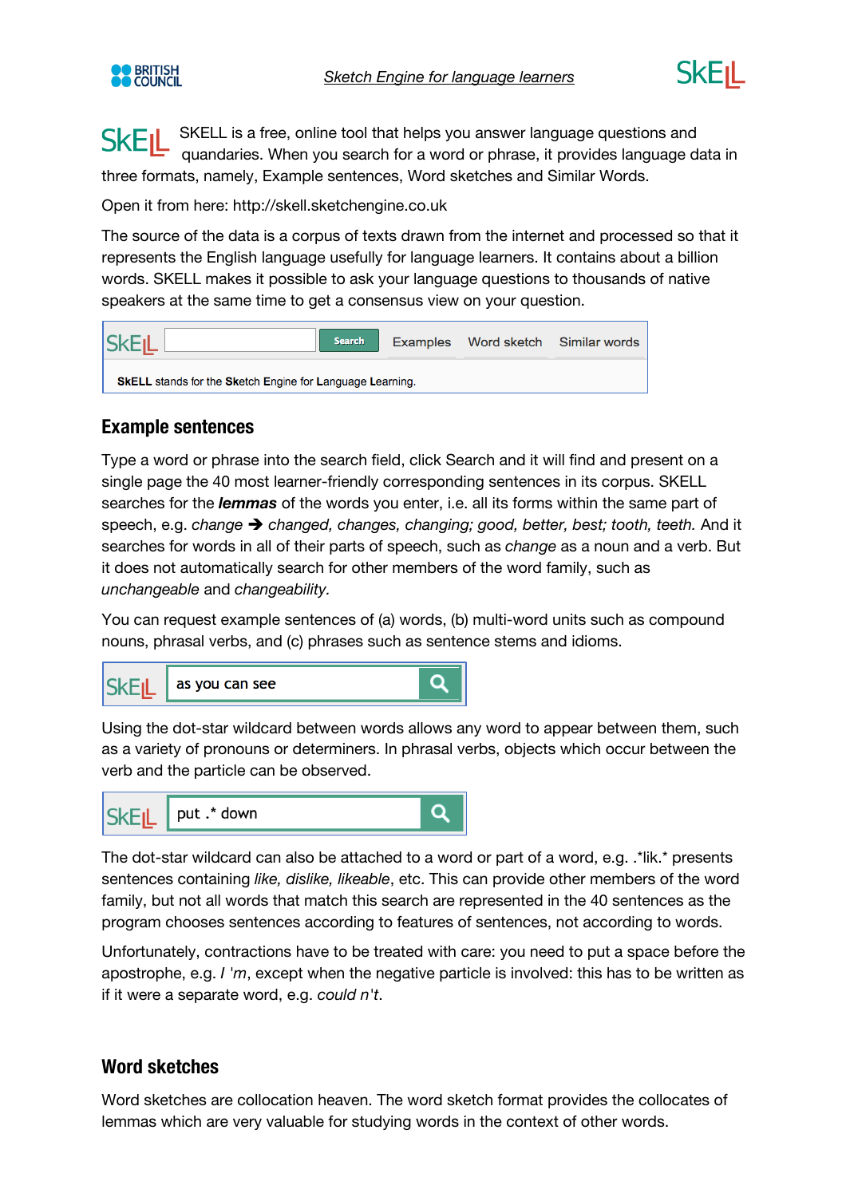SKELL is a free, online tool that helps you answer language questions and quandaries. When you search for a word or phrase, it provides language data in three formats, namely, Example sentences, Word sketches and Similar Words.

Open it from here: http://skell.sketchengine.co.uk

The source of the data is a corpus of texts drawn from the internet and processed so that it represents the English language usefully for language learners. It contains about a billion words. SKELL makes it possible to ask your language questions to thousands of native speakers at the same time to get a consensus view on your question.

SkELL | Search | Examples | Word sketch | Similar words

**SkELL** stands for the **Sk**etch **E**ngine for **L**anguage **L**earning.

## Example sentences

Type a word or phrase into the search field, click Search and it will find and present on a single page the 40 most learner-friendly corresponding sentences in its corpus. SKELL searches for the ***lemmas*** of the words you enter, i.e. all its forms within the same part of speech, e.g. *change* ➔ *changed, changes, changing; good, better, best; tooth, teeth.* And it searches for words in all of their parts of speech, such as *change* as a noun and a verb. But it does not automatically search for other members of the word family, such as *unchangeable* and *changeability.*

You can request example sentences of (a) words, (b) multi-word units such as compound nouns, phrasal verbs, and (c) phrases such as sentence stems and idioms.

SkELL: as you can see

Using the dot-star wildcard between words allows any word to appear between them, such as a variety of pronouns or determiners. In phrasal verbs, objects which occur between the verb and the particle can be observed.

SkELL: put .* down

The dot-star wildcard can also be attached to a word or part of a word, e.g. .*lik.* presents sentences containing *like, dislike, likeable*, etc. This can provide other members of the word family, but not all words that match this search are represented in the 40 sentences as the program chooses sentences according to features of sentences, not according to words.

Unfortunately, contractions have to be treated with care: you need to put a space before the apostrophe, e.g. *I 'm*, except when the negative particle is involved: this has to be written as if it were a separate word, e.g. *could n't*.

## Word sketches

Word sketches are collocation heaven. The word sketch format provides the collocates of lemmas which are very valuable for studying words in the context of other words.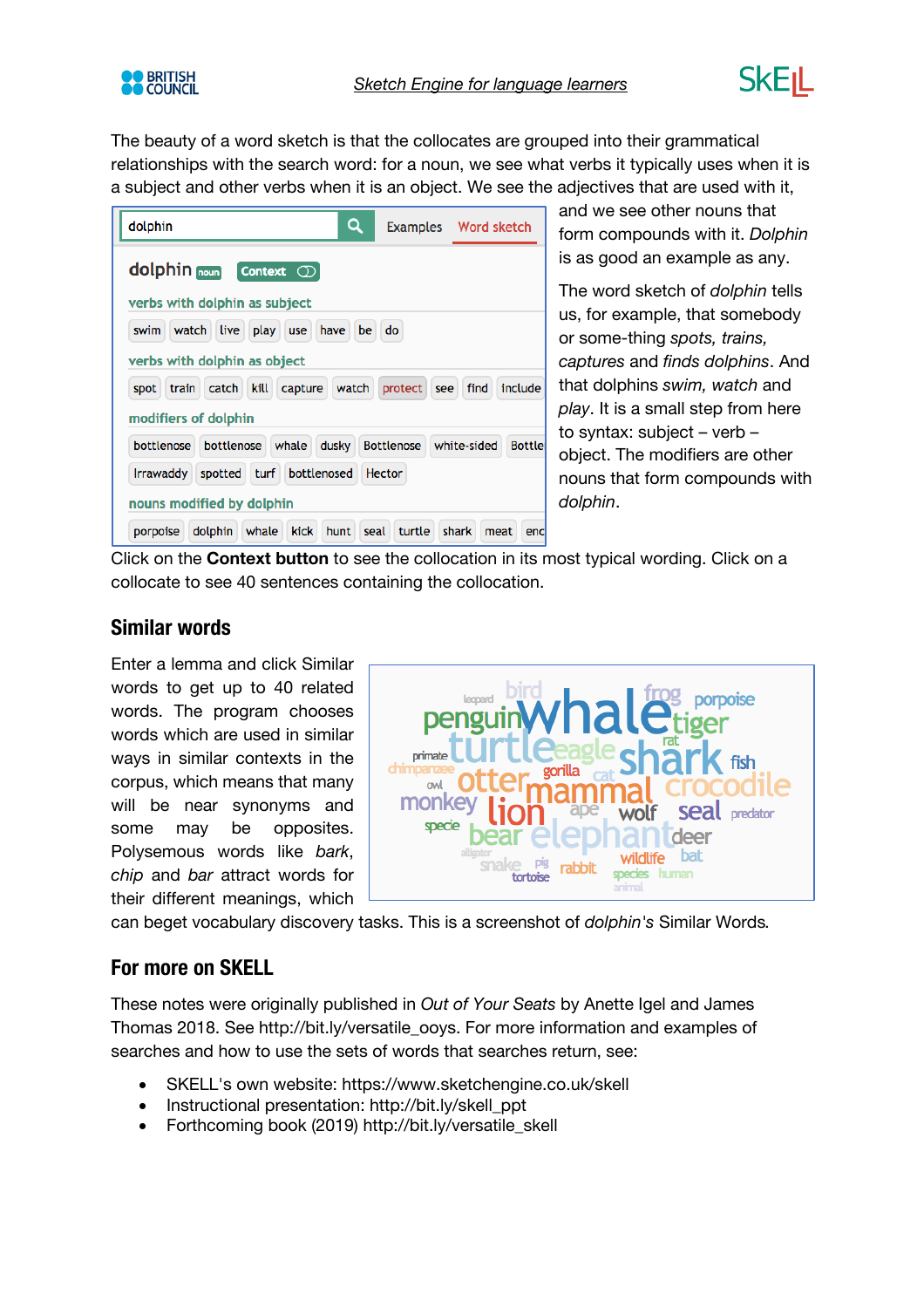The beauty of a word sketch is that the collocates are grouped into their grammatical relationships with the search word: for a noun, we see what verbs it typically uses when it is a subject and other verbs when it is an object. We see the adjectives that are used with it, and we see other nouns that form compounds with it. *Dolphin* is as good an example as any.

The word sketch of *dolphin* tells us, for example, that somebody or some-thing *spots, trains, captures* and *finds dolphins*. And that dolphins *swim, watch* and *play*. It is a small step from here to syntax: subject – verb – object. The modifiers are other nouns that form compounds with *dolphin*.

Click on the **Context button** to see the collocation in its most typical wording. Click on a collocate to see 40 sentences containing the collocation.

## Similar words

Enter a lemma and click Similar words to get up to 40 related words. The program chooses words which are used in similar ways in similar contexts in the corpus, which means that many will be near synonyms and some may be opposites. Polysemous words like *bark*, *chip* and *bar* attract words for their different meanings, which can beget vocabulary discovery tasks. This is a screenshot of *dolphin's* Similar Words.

## For more on SKELL

These notes were originally published in *Out of Your Seats* by Anette Igel and James Thomas 2018. See http://bit.ly/versatile_ooys. For more information and examples of searches and how to use the sets of words that searches return, see:

- SKELL's own website: https://www.sketchengine.co.uk/skell
- Instructional presentation: http://bit.ly/skell_ppt
- Forthcoming book (2019) http://bit.ly/versatile_skell